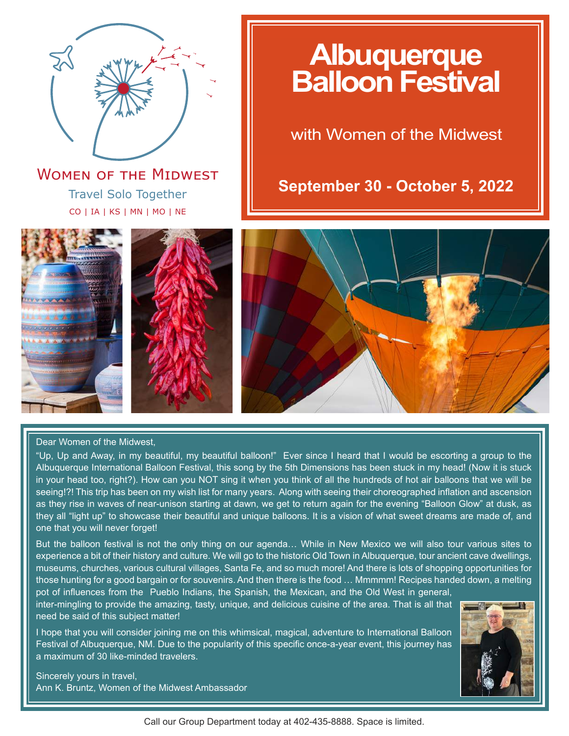Women of the Midwest

Travel Solo Together

CO | IA | KS | MN | MO | NE

# Albuquerque Balloon Festival

with Women of the Midwest

**September 30 - October 5, 2022**

Dear Women of the Midwest,

"Up, Up and Away, in my beautiful, my beautiful balloon!" Ever since I heard that I would be escorting a group to the Albuquerque International Balloon Festival, this song by the 5th Dimensions has been stuck in my head! (Now it is stuck in your head too, right?). How can you NOT sing it when you think of all the hundreds of hot air balloons that we will be seeing!?! This trip has been on my wish list for many years. Along with seeing their choreographed inflation and ascension as they rise in waves of near-unison starting at dawn, we get to return again for the evening "Balloon Glow" at dusk, as they all "light up" to showcase their beautiful and unique balloons. It is a vision of what sweet dreams are made of, and one that you will never forget!

But the balloon festival is not the only thing on our agenda… While in New Mexico we will also tour various sites to experience a bit of their history and culture. We will go to the historic Old Town in Albuquerque, tour ancient cave dwellings, museums, churches, various cultural villages, Santa Fe, and so much more! And there is lots of shopping opportunities for those hunting for a good bargain or for souvenirs. And then there is the food … Mmmmm! Recipes handed down, a melting pot of influences from the Pueblo Indians, the Spanish, the Mexican, and the Old West in general, inter-mingling to provide the amazing, tasty, unique, and delicious cuisine of the area. That is all that need be said of this subject matter!

I hope that you will consider joining me on this whimsical, magical, adventure to International Balloon Festival of Albuquerque, NM. Due to the popularity of this specific once-a-year event, this journey has a maximum of 30 like-minded travelers.

Sincerely yours in travel,
Ann K. Bruntz, Women of the Midwest Ambassador

Call our Group Department today at 402-435-8888. Space is limited.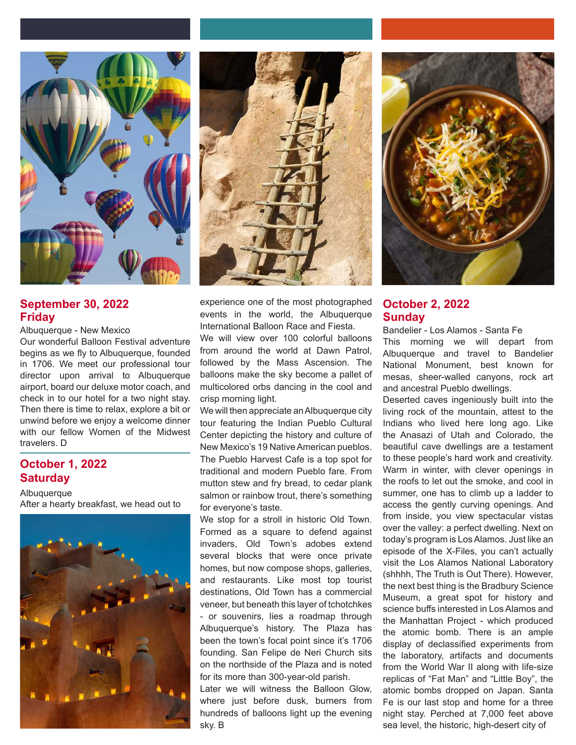## September 30, 2022
## Friday

Albuquerque - New Mexico

Our wonderful Balloon Festival adventure begins as we fly to Albuquerque, founded in 1706. We meet our professional tour director upon arrival to Albuquerque airport, board our deluxe motor coach, and check in to our hotel for a two night stay. Then there is time to relax, explore a bit or unwind before we enjoy a welcome dinner with our fellow Women of the Midwest travelers. D

## October 1, 2022
## Saturday

Albuquerque

After a hearty breakfast, we head out to experience one of the most photographed events in the world, the Albuquerque International Balloon Race and Fiesta.

We will view over 100 colorful balloons from around the world at Dawn Patrol, followed by the Mass Ascension. The balloons make the sky become a pallet of multicolored orbs dancing in the cool and crisp morning light.

We will then appreciate an Albuquerque city tour featuring the Indian Pueblo Cultural Center depicting the history and culture of New Mexico's 19 Native American pueblos. The Pueblo Harvest Cafe is a top spot for traditional and modern Pueblo fare. From mutton stew and fry bread, to cedar plank salmon or rainbow trout, there's something for everyone's taste.

We stop for a stroll in historic Old Town. Formed as a square to defend against invaders, Old Town's adobes extend several blocks that were once private homes, but now compose shops, galleries, and restaurants. Like most top tourist destinations, Old Town has a commercial veneer, but beneath this layer of tchotchkes - or souvenirs, lies a roadmap through Albuquerque's history. The Plaza has been the town's focal point since it's 1706 founding. San Felipe de Neri Church sits on the northside of the Plaza and is noted for its more than 300-year-old parish.

Later we will witness the Balloon Glow, where just before dusk, burners from hundreds of balloons light up the evening sky. B

## October 2, 2022
## Sunday

Bandelier - Los Alamos - Santa Fe

This morning we will depart from Albuquerque and travel to Bandelier National Monument, best known for mesas, sheer-walled canyons, rock art and ancestral Pueblo dwellings.

Deserted caves ingeniously built into the living rock of the mountain, attest to the Indians who lived here long ago. Like the Anasazi of Utah and Colorado, the beautiful cave dwellings are a testament to these people's hard work and creativity. Warm in winter, with clever openings in the roofs to let out the smoke, and cool in summer, one has to climb up a ladder to access the gently curving openings. And from inside, you view spectacular vistas over the valley: a perfect dwelling. Next on today's program is Los Alamos. Just like an episode of the X-Files, you can't actually visit the Los Alamos National Laboratory (shhhh, The Truth is Out There). However, the next best thing is the Bradbury Science Museum, a great spot for history and science buffs interested in Los Alamos and the Manhattan Project - which produced the atomic bomb. There is an ample display of declassified experiments from the laboratory, artifacts and documents from the World War II along with life-size replicas of "Fat Man" and "Little Boy", the atomic bombs dropped on Japan. Santa Fe is our last stop and home for a three night stay. Perched at 7,000 feet above sea level, the historic, high-desert city of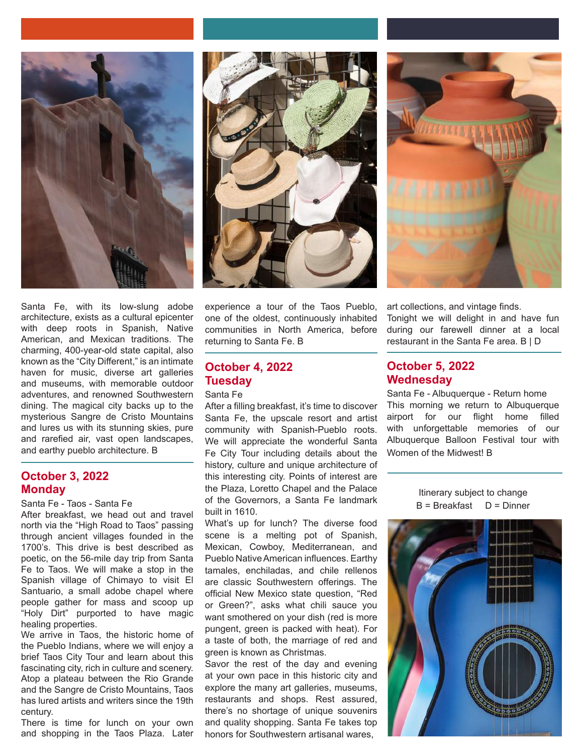Santa Fe, with its low-slung adobe architecture, exists as a cultural epicenter with deep roots in Spanish, Native American, and Mexican traditions. The charming, 400-year-old state capital, also known as the "City Different," is an intimate haven for music, diverse art galleries and museums, with memorable outdoor adventures, and renowned Southwestern dining. The magical city backs up to the mysterious Sangre de Cristo Mountains and lures us with its stunning skies, pure and rarefied air, vast open landscapes, and earthy pueblo architecture. B

## October 3, 2022 Monday

Santa Fe - Taos - Santa Fe

After breakfast, we head out and travel north via the "High Road to Taos" passing through ancient villages founded in the 1700's. This drive is best described as poetic, on the 56-mile day trip from Santa Fe to Taos. We will make a stop in the Spanish village of Chimayo to visit El Santuario, a small adobe chapel where people gather for mass and scoop up "Holy Dirt" purported to have magic healing properties.

We arrive in Taos, the historic home of the Pueblo Indians, where we will enjoy a brief Taos City Tour and learn about this fascinating city, rich in culture and scenery. Atop a plateau between the Rio Grande and the Sangre de Cristo Mountains, Taos has lured artists and writers since the 19th century.

There is time for lunch on your own and shopping in the Taos Plaza. Later experience a tour of the Taos Pueblo, one of the oldest, continuously inhabited communities in North America, before returning to Santa Fe. B

## October 4, 2022 Tuesday

Santa Fe

After a filling breakfast, it's time to discover Santa Fe, the upscale resort and artist community with Spanish-Pueblo roots. We will appreciate the wonderful Santa Fe City Tour including details about the history, culture and unique architecture of this interesting city. Points of interest are the Plaza, Loretto Chapel and the Palace of the Governors, a Santa Fe landmark built in 1610.

What's up for lunch? The diverse food scene is a melting pot of Spanish, Mexican, Cowboy, Mediterranean, and Pueblo Native American influences. Earthy tamales, enchiladas, and chile rellenos are classic Southwestern offerings. The official New Mexico state question, "Red or Green?", asks what chili sauce you want smothered on your dish (red is more pungent, green is packed with heat). For a taste of both, the marriage of red and green is known as Christmas.

Savor the rest of the day and evening at your own pace in this historic city and explore the many art galleries, museums, restaurants and shops. Rest assured, there's no shortage of unique souvenirs and quality shopping. Santa Fe takes top honors for Southwestern artisanal wares, art collections, and vintage finds.

Tonight we will delight in and have fun during our farewell dinner at a local restaurant in the Santa Fe area. B | D

## October 5, 2022 Wednesday

Santa Fe - Albuquerque - Return home

This morning we return to Albuquerque airport for our flight home filled with unforgettable memories of our Albuquerque Balloon Festival tour with Women of the Midwest! B

Itinerary subject to change

B = Breakfast D = Dinner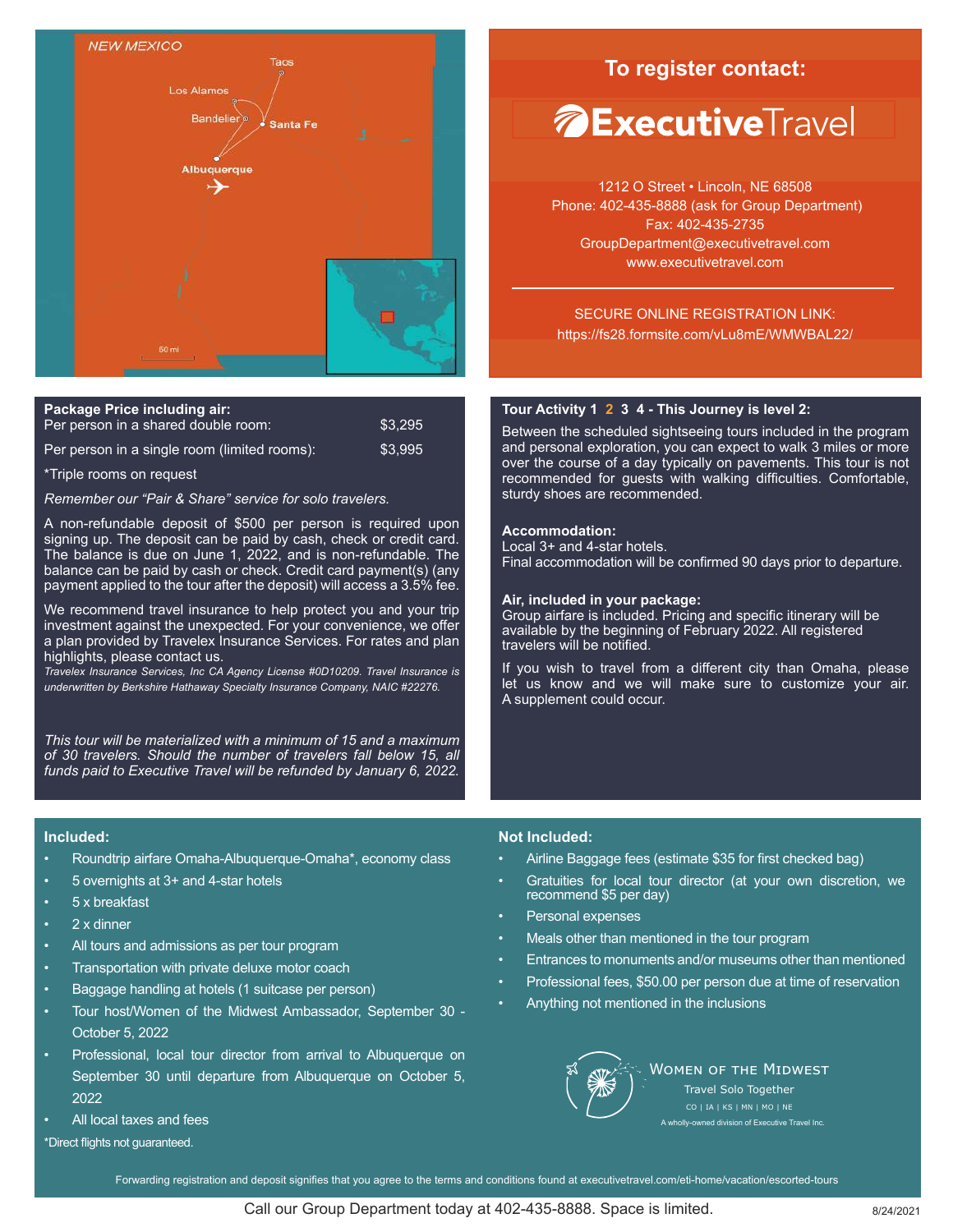NEW MEXICO

Taos · Los Alamos · Bandelier · Santa Fe · Albuquerque

## To register contact:

**ExecutiveTravel**

1212 O Street • Lincoln, NE 68508
Phone: 402-435-8888 (ask for Group Department)
Fax: 402-435-2735
GroupDepartment@executivetravel.com
www.executivetravel.com

SECURE ONLINE REGISTRATION LINK:
https://fs28.formsite.com/vLu8mE/WMWBAL22/

**Package Price including air:**

| | |
|---|---|
| Per person in a shared double room: | $3,295 |
| Per person in a single room (limited rooms): | $3,995 |

*Triple rooms on request

*Remember our "Pair & Share" service for solo travelers.*

A non-refundable deposit of $500 per person is required upon signing up. The deposit can be paid by cash, check or credit card. The balance is due on June 1, 2022, and is non-refundable. The balance can be paid by cash or check. Credit card payment(s) (any payment applied to the tour after the deposit) will access a 3.5% fee.

We recommend travel insurance to help protect you and your trip investment against the unexpected. For your convenience, we offer a plan provided by Travelex Insurance Services. For rates and plan highlights, please contact us.

*Travelex Insurance Services, Inc CA Agency License #0D10209. Travel Insurance is underwritten by Berkshire Hathaway Specialty Insurance Company, NAIC #22276.*

*This tour will be materialized with a minimum of 15 and a maximum of 30 travelers. Should the number of travelers fall below 15, all funds paid to Executive Travel will be refunded by January 6, 2022.*

**Tour Activity 1 2 3 4 - This Journey is level 2:**

Between the scheduled sightseeing tours included in the program and personal exploration, you can expect to walk 3 miles or more over the course of a day typically on pavements. This tour is not recommended for guests with walking difficulties. Comfortable, sturdy shoes are recommended.

**Accommodation:**
Local 3+ and 4-star hotels.
Final accommodation will be confirmed 90 days prior to departure.

**Air, included in your package:**
Group airfare is included. Pricing and specific itinerary will be available by the beginning of February 2022. All registered travelers will be notified.

If you wish to travel from a different city than Omaha, please let us know and we will make sure to customize your air. A supplement could occur.

**Included:**

- Roundtrip airfare Omaha-Albuquerque-Omaha*, economy class
- 5 overnights at 3+ and 4-star hotels
- 5 x breakfast
- 2 x dinner
- All tours and admissions as per tour program
- Transportation with private deluxe motor coach
- Baggage handling at hotels (1 suitcase per person)
- Tour host/Women of the Midwest Ambassador, September 30 - October 5, 2022
- Professional, local tour director from arrival to Albuquerque on September 30 until departure from Albuquerque on October 5, 2022
- All local taxes and fees

*Direct flights not guaranteed.

**Not Included:**

- Airline Baggage fees (estimate $35 for first checked bag)
- Gratuities for local tour director (at your own discretion, we recommend $5 per day)
- Personal expenses
- Meals other than mentioned in the tour program
- Entrances to monuments and/or museums other than mentioned
- Professional fees, $50.00 per person due at time of reservation
- Anything not mentioned in the inclusions

WOMEN OF THE MIDWEST
Travel Solo Together
CO | IA | KS | MN | MO | NE
A wholly-owned division of Executive Travel Inc.

Forwarding registration and deposit signifies that you agree to the terms and conditions found at executivetravel.com/eti-home/vacation/escorted-tours

Call our Group Department today at 402-435-8888. Space is limited.

8/24/2021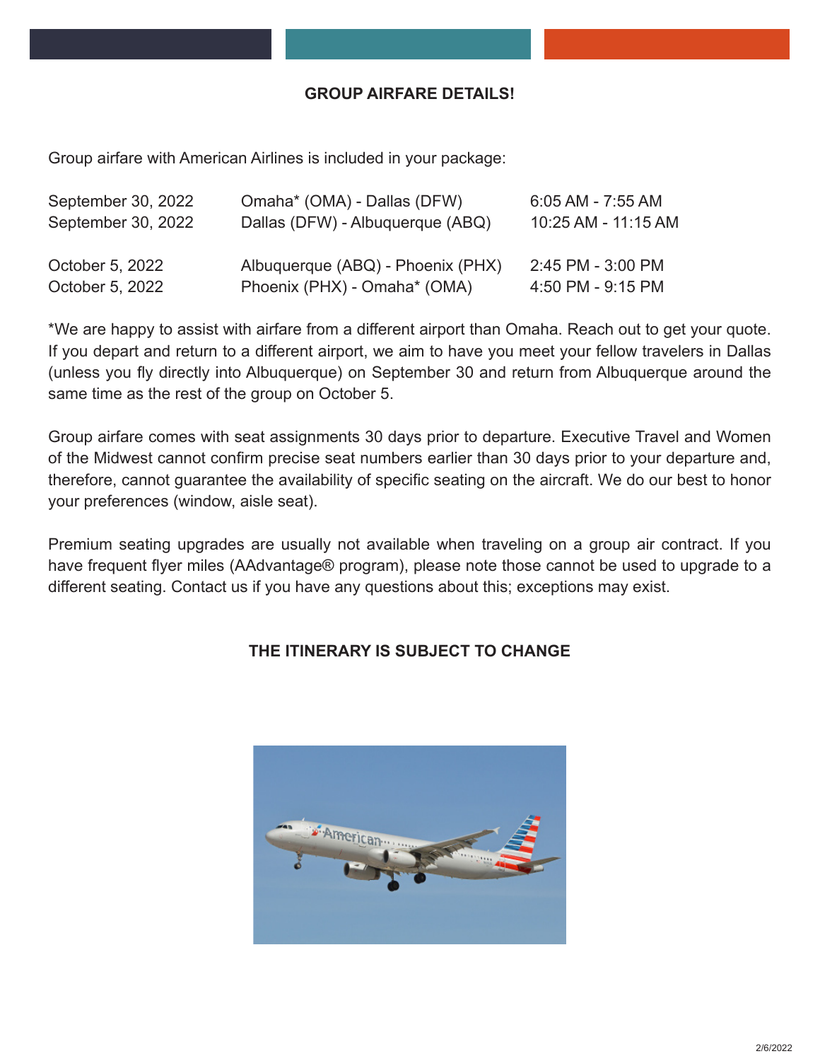## GROUP AIRFARE DETAILS!

Group airfare with American Airlines is included in your package:

| | | |
|---|---|---|
| September 30, 2022 | Omaha* (OMA) - Dallas (DFW) | 6:05 AM - 7:55 AM |
| September 30, 2022 | Dallas (DFW) - Albuquerque (ABQ) | 10:25 AM - 11:15 AM |
| October 5, 2022 | Albuquerque (ABQ) - Phoenix (PHX) | 2:45 PM - 3:00 PM |
| October 5, 2022 | Phoenix (PHX) - Omaha* (OMA) | 4:50 PM - 9:15 PM |

*We are happy to assist with airfare from a different airport than Omaha. Reach out to get your quote. If you depart and return to a different airport, we aim to have you meet your fellow travelers in Dallas (unless you fly directly into Albuquerque) on September 30 and return from Albuquerque around the same time as the rest of the group on October 5.

Group airfare comes with seat assignments 30 days prior to departure. Executive Travel and Women of the Midwest cannot confirm precise seat numbers earlier than 30 days prior to your departure and, therefore, cannot guarantee the availability of specific seating on the aircraft. We do our best to honor your preferences (window, aisle seat).

Premium seating upgrades are usually not available when traveling on a group air contract. If you have frequent flyer miles (AAdvantage® program), please note those cannot be used to upgrade to a different seating. Contact us if you have any questions about this; exceptions may exist.

## THE ITINERARY IS SUBJECT TO CHANGE